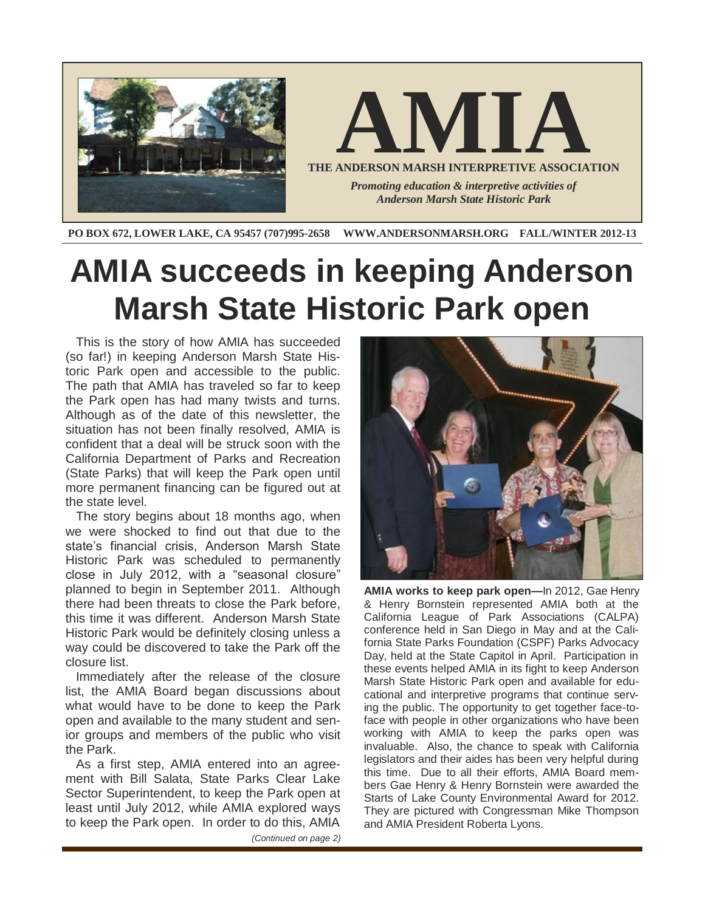# AMIA

**THE ANDERSON MARSH INTERPRETIVE ASSOCIATION**

*Promoting education & interpretive activities of Anderson Marsh State Historic Park*

**PO BOX 672, LOWER LAKE, CA 95457 (707)995-2658 WWW.ANDERSONMARSH.ORG FALL/WINTER 2012-13**

# AMIA succeeds in keeping Anderson Marsh State Historic Park open

This is the story of how AMIA has succeeded (so far!) in keeping Anderson Marsh State Historic Park open and accessible to the public. The path that AMIA has traveled so far to keep the Park open has had many twists and turns. Although as of the date of this newsletter, the situation has not been finally resolved, AMIA is confident that a deal will be struck soon with the California Department of Parks and Recreation (State Parks) that will keep the Park open until more permanent financing can be figured out at the state level.

The story begins about 18 months ago, when we were shocked to find out that due to the state's financial crisis, Anderson Marsh State Historic Park was scheduled to permanently close in July 2012, with a "seasonal closure" planned to begin in September 2011. Although there had been threats to close the Park before, this time it was different. Anderson Marsh State Historic Park would be definitely closing unless a way could be discovered to take the Park off the closure list.

Immediately after the release of the closure list, the AMIA Board began discussions about what would have to be done to keep the Park open and available to the many student and senior groups and members of the public who visit the Park.

As a first step, AMIA entered into an agreement with Bill Salata, State Parks Clear Lake Sector Superintendent, to keep the Park open at least until July 2012, while AMIA explored ways to keep the Park open. In order to do this, AMIA

*(Continued on page 2)*

**AMIA works to keep park open—**In 2012, Gae Henry & Henry Bornstein represented AMIA both at the California League of Park Associations (CALPA) conference held in San Diego in May and at the California State Parks Foundation (CSPF) Parks Advocacy Day, held at the State Capitol in April. Participation in these events helped AMIA in its fight to keep Anderson Marsh State Historic Park open and available for educational and interpretive programs that continue serving the public. The opportunity to get together face-to-face with people in other organizations who have been working with AMIA to keep the parks open was invaluable. Also, the chance to speak with California legislators and their aides has been very helpful during this time. Due to all their efforts, AMIA Board members Gae Henry & Henry Bornstein were awarded the Starts of Lake County Environmental Award for 2012. They are pictured with Congressman Mike Thompson and AMIA President Roberta Lyons.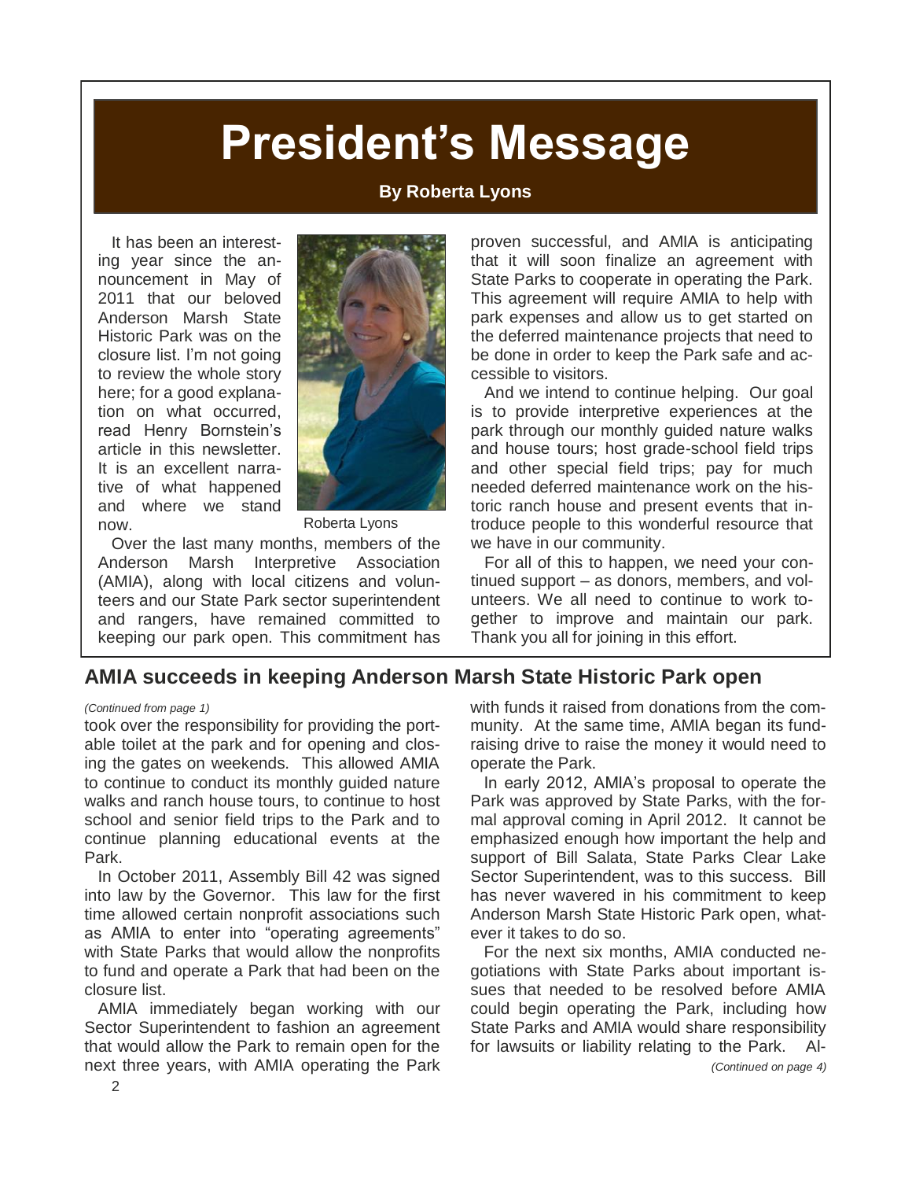# President's Message

**By Roberta Lyons**

It has been an interesting year since the announcement in May of 2011 that our beloved Anderson Marsh State Historic Park was on the closure list. I'm not going to review the whole story here; for a good explanation on what occurred, read Henry Bornstein's article in this newsletter. It is an excellent narrative of what happened and where we stand now.

Roberta Lyons

Over the last many months, members of the Anderson Marsh Interpretive Association (AMIA), along with local citizens and volunteers and our State Park sector superintendent and rangers, have remained committed to keeping our park open. This commitment has proven successful, and AMIA is anticipating that it will soon finalize an agreement with State Parks to cooperate in operating the Park. This agreement will require AMIA to help with park expenses and allow us to get started on the deferred maintenance projects that need to be done in order to keep the Park safe and accessible to visitors.

And we intend to continue helping. Our goal is to provide interpretive experiences at the park through our monthly guided nature walks and house tours; host grade-school field trips and other special field trips; pay for much needed deferred maintenance work on the historic ranch house and present events that introduce people to this wonderful resource that we have in our community.

For all of this to happen, we need your continued support – as donors, members, and volunteers. We all need to continue to work together to improve and maintain our park. Thank you all for joining in this effort.

## AMIA succeeds in keeping Anderson Marsh State Historic Park open

*(Continued from page 1)*

took over the responsibility for providing the portable toilet at the park and for opening and closing the gates on weekends. This allowed AMIA to continue to conduct its monthly guided nature walks and ranch house tours, to continue to host school and senior field trips to the Park and to continue planning educational events at the Park.

In October 2011, Assembly Bill 42 was signed into law by the Governor. This law for the first time allowed certain nonprofit associations such as AMIA to enter into "operating agreements" with State Parks that would allow the nonprofits to fund and operate a Park that had been on the closure list.

AMIA immediately began working with our Sector Superintendent to fashion an agreement that would allow the Park to remain open for the next three years, with AMIA operating the Park with funds it raised from donations from the community. At the same time, AMIA began its fundraising drive to raise the money it would need to operate the Park.

In early 2012, AMIA's proposal to operate the Park was approved by State Parks, with the formal approval coming in April 2012. It cannot be emphasized enough how important the help and support of Bill Salata, State Parks Clear Lake Sector Superintendent, was to this success. Bill has never wavered in his commitment to keep Anderson Marsh State Historic Park open, whatever it takes to do so.

For the next six months, AMIA conducted negotiations with State Parks about important issues that needed to be resolved before AMIA could begin operating the Park, including how State Parks and AMIA would share responsibility for lawsuits or liability relating to the Park. Al-

*(Continued on page 4)*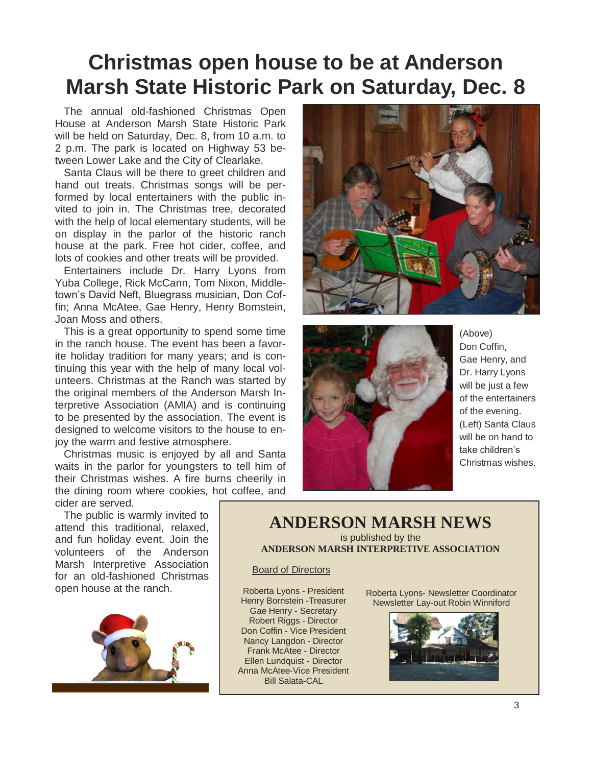# Christmas open house to be at Anderson Marsh State Historic Park on Saturday, Dec. 8

The annual old-fashioned Christmas Open House at Anderson Marsh State Historic Park will be held on Saturday, Dec. 8, from 10 a.m. to 2 p.m. The park is located on Highway 53 between Lower Lake and the City of Clearlake.

Santa Claus will be there to greet children and hand out treats. Christmas songs will be performed by local entertainers with the public invited to join in. The Christmas tree, decorated with the help of local elementary students, will be on display in the parlor of the historic ranch house at the park. Free hot cider, coffee, and lots of cookies and other treats will be provided.

Entertainers include Dr. Harry Lyons from Yuba College, Rick McCann, Tom Nixon, Middletown's David Neft, Bluegrass musician, Don Coffin; Anna McAtee, Gae Henry, Henry Bornstein, Joan Moss and others.

This is a great opportunity to spend some time in the ranch house. The event has been a favorite holiday tradition for many years; and is continuing this year with the help of many local volunteers. Christmas at the Ranch was started by the original members of the Anderson Marsh Interpretive Association (AMIA) and is continuing to be presented by the association. The event is designed to welcome visitors to the house to enjoy the warm and festive atmosphere.

Christmas music is enjoyed by all and Santa waits in the parlor for youngsters to tell him of their Christmas wishes. A fire burns cheerily in the dining room where cookies, hot coffee, and cider are served.

The public is warmly invited to attend this traditional, relaxed, and fun holiday event. Join the volunteers of the Anderson Marsh Interpretive Association for an old-fashioned Christmas open house at the ranch.

(Above) Don Coffin, Gae Henry, and Dr. Harry Lyons will be just a few of the entertainers of the evening. (Left) Santa Claus will be on hand to take children's Christmas wishes.

## ANDERSON MARSH NEWS

is published by the

**ANDERSON MARSH INTERPRETIVE ASSOCIATION**

Board of Directors

Roberta Lyons - President
Henry Bornstein -Treasurer
Gae Henry - Secretary
Robert Riggs - Director
Don Coffin - Vice President
Nancy Langdon - Director
Frank McAtee - Director
Ellen Lundquist - Director
Anna McAtee-Vice President
Bill Salata-CAL

Roberta Lyons- Newsletter Coordinator
Newsletter Lay-out Robin Winniford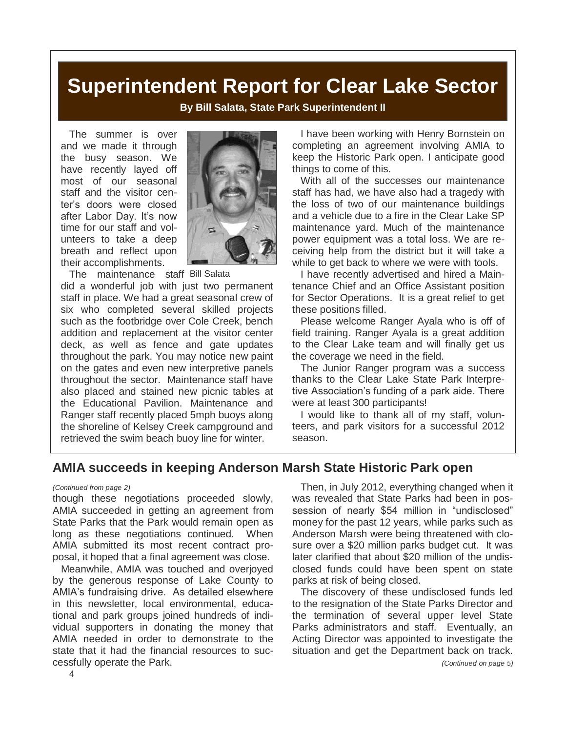# Superintendent Report for Clear Lake Sector

**By Bill Salata, State Park Superintendent II**

The summer is over and we made it through the busy season. We have recently layed off most of our seasonal staff and the visitor center's doors were closed after Labor Day. It's now time for our staff and volunteers to take a deep breath and reflect upon their accomplishments.

Bill Salata

The maintenance staff did a wonderful job with just two permanent staff in place. We had a great seasonal crew of six who completed several skilled projects such as the footbridge over Cole Creek, bench addition and replacement at the visitor center deck, as well as fence and gate updates throughout the park. You may notice new paint on the gates and even new interpretive panels throughout the sector. Maintenance staff have also placed and stained new picnic tables at the Educational Pavilion. Maintenance and Ranger staff recently placed 5mph buoys along the shoreline of Kelsey Creek campground and retrieved the swim beach buoy line for winter.

I have been working with Henry Bornstein on completing an agreement involving AMIA to keep the Historic Park open. I anticipate good things to come of this.

With all of the successes our maintenance staff has had, we have also had a tragedy with the loss of two of our maintenance buildings and a vehicle due to a fire in the Clear Lake SP maintenance yard. Much of the maintenance power equipment was a total loss. We are receiving help from the district but it will take a while to get back to where we were with tools.

I have recently advertised and hired a Maintenance Chief and an Office Assistant position for Sector Operations. It is a great relief to get these positions filled.

Please welcome Ranger Ayala who is off of field training. Ranger Ayala is a great addition to the Clear Lake team and will finally get us the coverage we need in the field.

The Junior Ranger program was a success thanks to the Clear Lake State Park Interpretive Association's funding of a park aide. There were at least 300 participants!

I would like to thank all of my staff, volunteers, and park visitors for a successful 2012 season.

## AMIA succeeds in keeping Anderson Marsh State Historic Park open

*(Continued from page 2)*

though these negotiations proceeded slowly, AMIA succeeded in getting an agreement from State Parks that the Park would remain open as long as these negotiations continued. When AMIA submitted its most recent contract proposal, it hoped that a final agreement was close.

Meanwhile, AMIA was touched and overjoyed by the generous response of Lake County to AMIA's fundraising drive. As detailed elsewhere in this newsletter, local environmental, educational and park groups joined hundreds of individual supporters in donating the money that AMIA needed in order to demonstrate to the state that it had the financial resources to successfully operate the Park.

Then, in July 2012, everything changed when it was revealed that State Parks had been in possession of nearly $54 million in "undisclosed" money for the past 12 years, while parks such as Anderson Marsh were being threatened with closure over a $20 million parks budget cut. It was later clarified that about $20 million of the undisclosed funds could have been spent on state parks at risk of being closed.

The discovery of these undisclosed funds led to the resignation of the State Parks Director and the termination of several upper level State Parks administrators and staff. Eventually, an Acting Director was appointed to investigate the situation and get the Department back on track.

*(Continued on page 5)*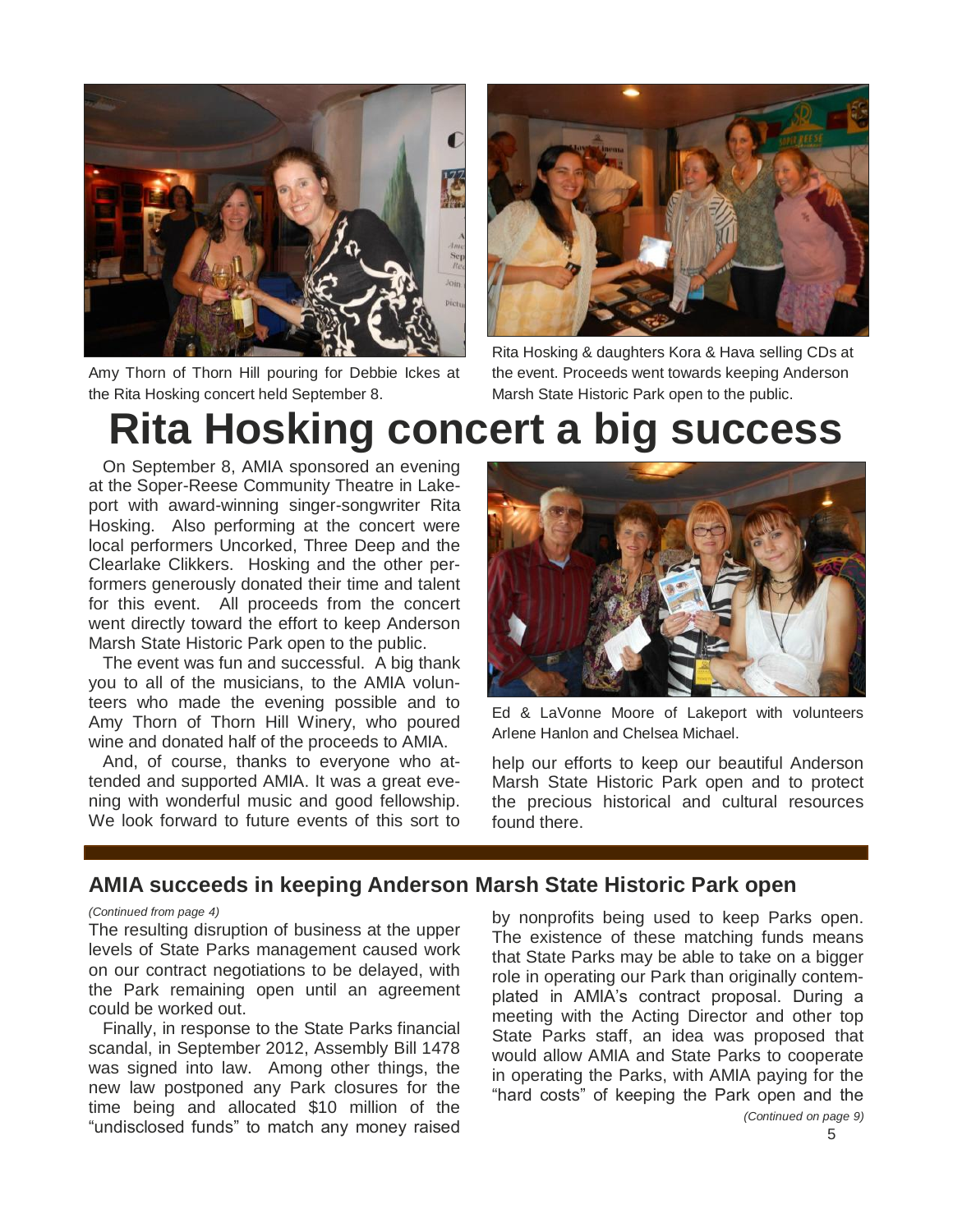Amy Thorn of Thorn Hill pouring for Debbie Ickes at the Rita Hosking concert held September 8.

Rita Hosking & daughters Kora & Hava selling CDs at the event. Proceeds went towards keeping Anderson Marsh State Historic Park open to the public.

# Rita Hosking concert a big success

On September 8, AMIA sponsored an evening at the Soper-Reese Community Theatre in Lakeport with award-winning singer-songwriter Rita Hosking. Also performing at the concert were local performers Uncorked, Three Deep and the Clearlake Clikkers. Hosking and the other performers generously donated their time and talent for this event. All proceeds from the concert went directly toward the effort to keep Anderson Marsh State Historic Park open to the public.

The event was fun and successful. A big thank you to all of the musicians, to the AMIA volunteers who made the evening possible and to Amy Thorn of Thorn Hill Winery, who poured wine and donated half of the proceeds to AMIA.

And, of course, thanks to everyone who attended and supported AMIA. It was a great evening with wonderful music and good fellowship. We look forward to future events of this sort to help our efforts to keep our beautiful Anderson Marsh State Historic Park open and to protect the precious historical and cultural resources found there.

Ed & LaVonne Moore of Lakeport with volunteers Arlene Hanlon and Chelsea Michael.

## AMIA succeeds in keeping Anderson Marsh State Historic Park open

*(Continued from page 4)*

The resulting disruption of business at the upper levels of State Parks management caused work on our contract negotiations to be delayed, with the Park remaining open until an agreement could be worked out.

Finally, in response to the State Parks financial scandal, in September 2012, Assembly Bill 1478 was signed into law. Among other things, the new law postponed any Park closures for the time being and allocated $10 million of the "undisclosed funds" to match any money raised by nonprofits being used to keep Parks open. The existence of these matching funds means that State Parks may be able to take on a bigger role in operating our Park than originally contemplated in AMIA's contract proposal. During a meeting with the Acting Director and other top State Parks staff, an idea was proposed that would allow AMIA and State Parks to cooperate in operating the Parks, with AMIA paying for the "hard costs" of keeping the Park open and the

*(Continued on page 9)*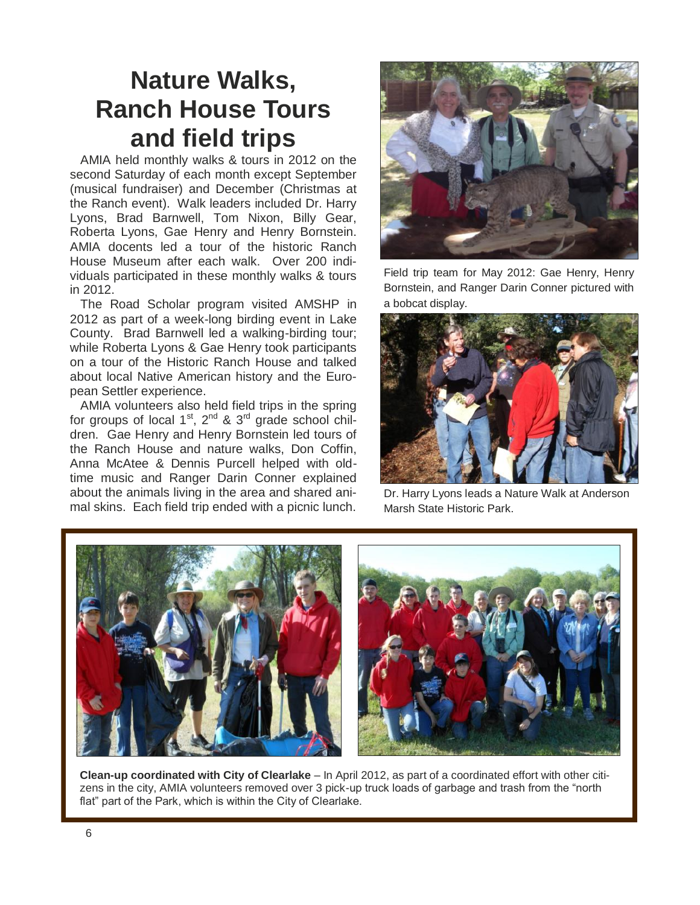# Nature Walks, Ranch House Tours and field trips

AMIA held monthly walks & tours in 2012 on the second Saturday of each month except September (musical fundraiser) and December (Christmas at the Ranch event). Walk leaders included Dr. Harry Lyons, Brad Barnwell, Tom Nixon, Billy Gear, Roberta Lyons, Gae Henry and Henry Bornstein. AMIA docents led a tour of the historic Ranch House Museum after each walk. Over 200 individuals participated in these monthly walks & tours in 2012.

The Road Scholar program visited AMSHP in 2012 as part of a week-long birding event in Lake County. Brad Barnwell led a walking-birding tour; while Roberta Lyons & Gae Henry took participants on a tour of the Historic Ranch House and talked about local Native American history and the European Settler experience.

AMIA volunteers also held field trips in the spring for groups of local 1st, 2nd & 3rd grade school children. Gae Henry and Henry Bornstein led tours of the Ranch House and nature walks, Don Coffin, Anna McAtee & Dennis Purcell helped with old-time music and Ranger Darin Conner explained about the animals living in the area and shared animal skins. Each field trip ended with a picnic lunch.

Field trip team for May 2012: Gae Henry, Henry Bornstein, and Ranger Darin Conner pictured with a bobcat display.

Dr. Harry Lyons leads a Nature Walk at Anderson Marsh State Historic Park.

**Clean-up coordinated with City of Clearlake** – In April 2012, as part of a coordinated effort with other citizens in the city, AMIA volunteers removed over 3 pick-up truck loads of garbage and trash from the "north flat" part of the Park, which is within the City of Clearlake.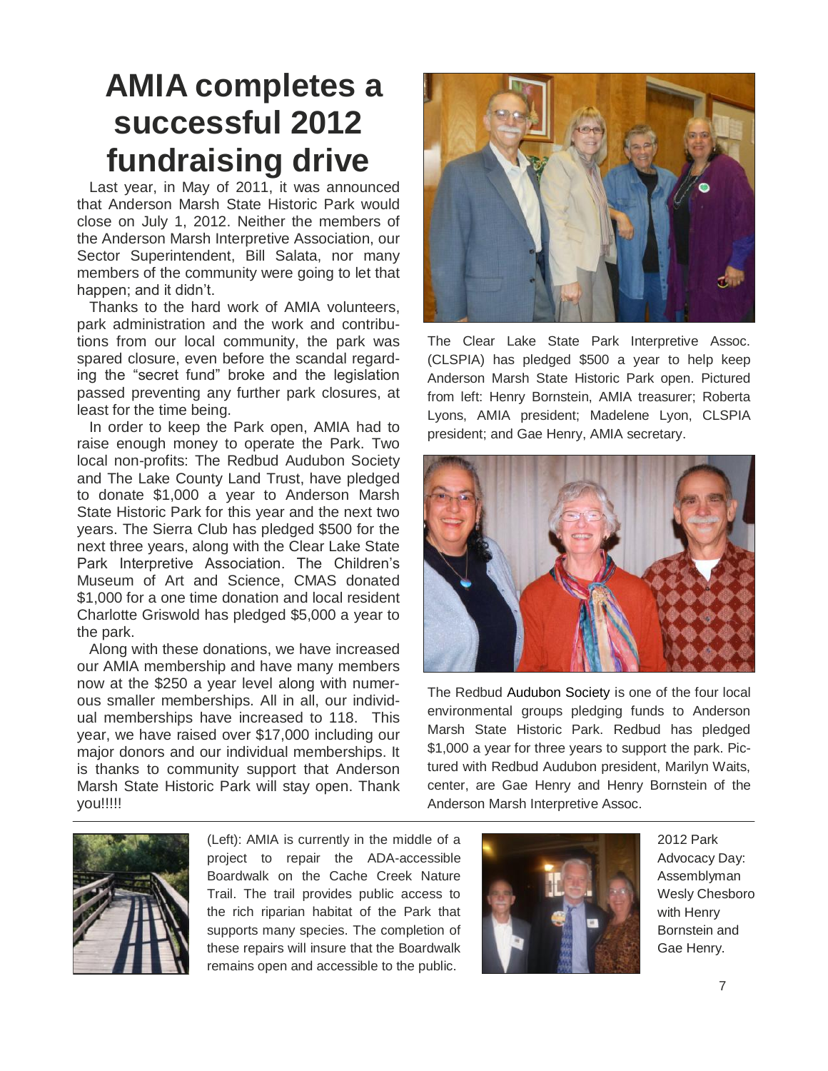# AMIA completes a successful 2012 fundraising drive

Last year, in May of 2011, it was announced that Anderson Marsh State Historic Park would close on July 1, 2012. Neither the members of the Anderson Marsh Interpretive Association, our Sector Superintendent, Bill Salata, nor many members of the community were going to let that happen; and it didn't.

Thanks to the hard work of AMIA volunteers, park administration and the work and contributions from our local community, the park was spared closure, even before the scandal regarding the "secret fund" broke and the legislation passed preventing any further park closures, at least for the time being.

In order to keep the Park open, AMIA had to raise enough money to operate the Park. Two local non-profits: The Redbud Audubon Society and The Lake County Land Trust, have pledged to donate $1,000 a year to Anderson Marsh State Historic Park for this year and the next two years. The Sierra Club has pledged $500 for the next three years, along with the Clear Lake State Park Interpretive Association. The Children's Museum of Art and Science, CMAS donated $1,000 for a one time donation and local resident Charlotte Griswold has pledged $5,000 a year to the park.

Along with these donations, we have increased our AMIA membership and have many members now at the $250 a year level along with numerous smaller memberships. All in all, our individual memberships have increased to 118. This year, we have raised over $17,000 including our major donors and our individual memberships. It is thanks to community support that Anderson Marsh State Historic Park will stay open. Thank you!!!!!

The Clear Lake State Park Interpretive Assoc. (CLSPIA) has pledged $500 a year to help keep Anderson Marsh State Historic Park open. Pictured from left: Henry Bornstein, AMIA treasurer; Roberta Lyons, AMIA president; Madelene Lyon, CLSPIA president; and Gae Henry, AMIA secretary.

The Redbud Audubon Society is one of the four local environmental groups pledging funds to Anderson Marsh State Historic Park. Redbud has pledged $1,000 a year for three years to support the park. Pictured with Redbud Audubon president, Marilyn Waits, center, are Gae Henry and Henry Bornstein of the Anderson Marsh Interpretive Assoc.

(Left): AMIA is currently in the middle of a project to repair the ADA-accessible Boardwalk on the Cache Creek Nature Trail. The trail provides public access to the rich riparian habitat of the Park that supports many species. The completion of these repairs will insure that the Boardwalk remains open and accessible to the public.

2012 Park Advocacy Day: Assemblyman Wesly Chesboro with Henry Bornstein and Gae Henry.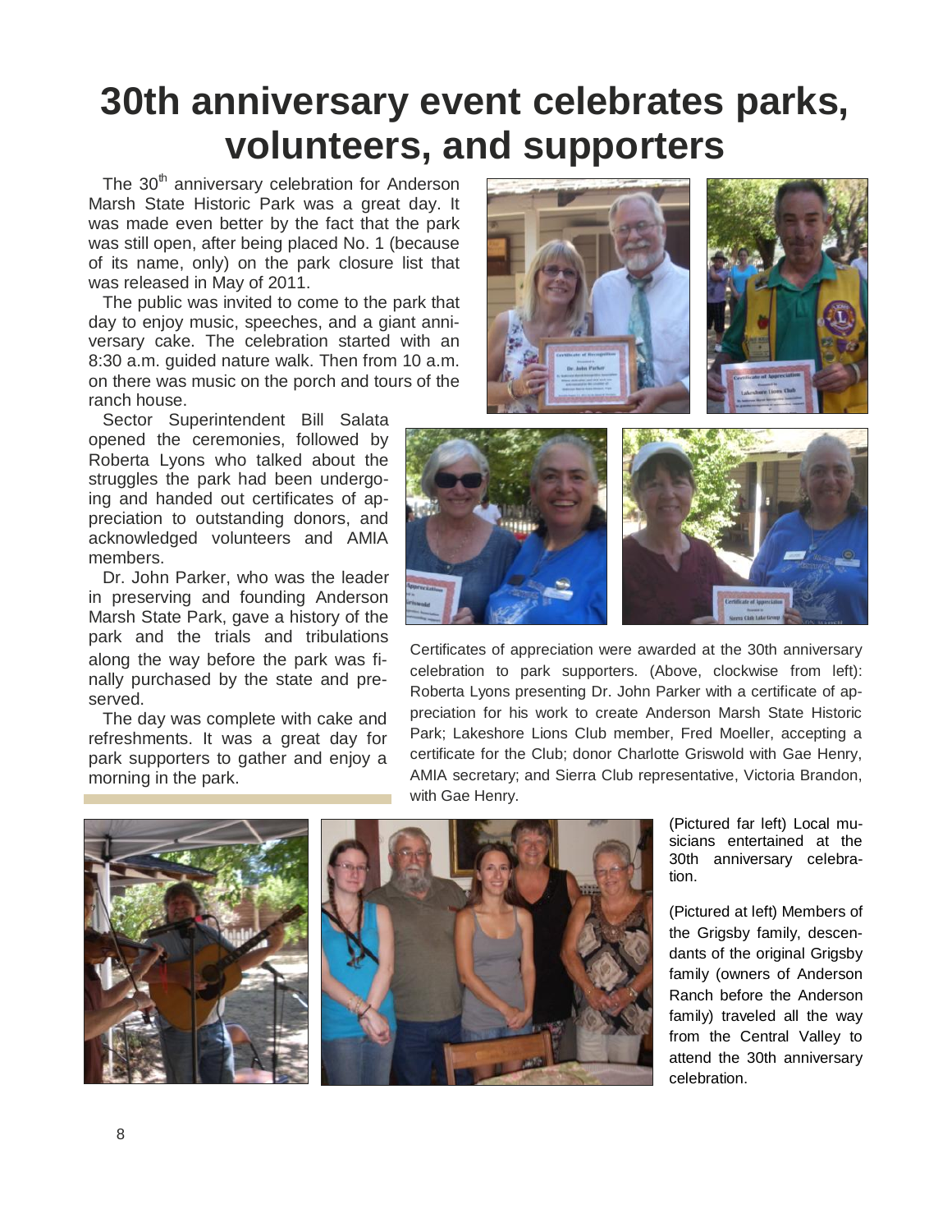# 30th anniversary event celebrates parks, volunteers, and supporters

The 30th anniversary celebration for Anderson Marsh State Historic Park was a great day. It was made even better by the fact that the park was still open, after being placed No. 1 (because of its name, only) on the park closure list that was released in May of 2011.

The public was invited to come to the park that day to enjoy music, speeches, and a giant anniversary cake. The celebration started with an 8:30 a.m. guided nature walk. Then from 10 a.m. on there was music on the porch and tours of the ranch house.

Sector Superintendent Bill Salata opened the ceremonies, followed by Roberta Lyons who talked about the struggles the park had been undergoing and handed out certificates of appreciation to outstanding donors, and acknowledged volunteers and AMIA members.

Dr. John Parker, who was the leader in preserving and founding Anderson Marsh State Park, gave a history of the park and the trials and tribulations along the way before the park was finally purchased by the state and preserved.

The day was complete with cake and refreshments. It was a great day for park supporters to gather and enjoy a morning in the park.

Certificates of appreciation were awarded at the 30th anniversary celebration to park supporters. (Above, clockwise from left): Roberta Lyons presenting Dr. John Parker with a certificate of appreciation for his work to create Anderson Marsh State Historic Park; Lakeshore Lions Club member, Fred Moeller, accepting a certificate for the Club; donor Charlotte Griswold with Gae Henry, AMIA secretary; and Sierra Club representative, Victoria Brandon, with Gae Henry.

(Pictured far left) Local musicians entertained at the 30th anniversary celebration.

(Pictured at left) Members of the Grigsby family, descendants of the original Grigsby family (owners of Anderson Ranch before the Anderson family) traveled all the way from the Central Valley to attend the 30th anniversary celebration.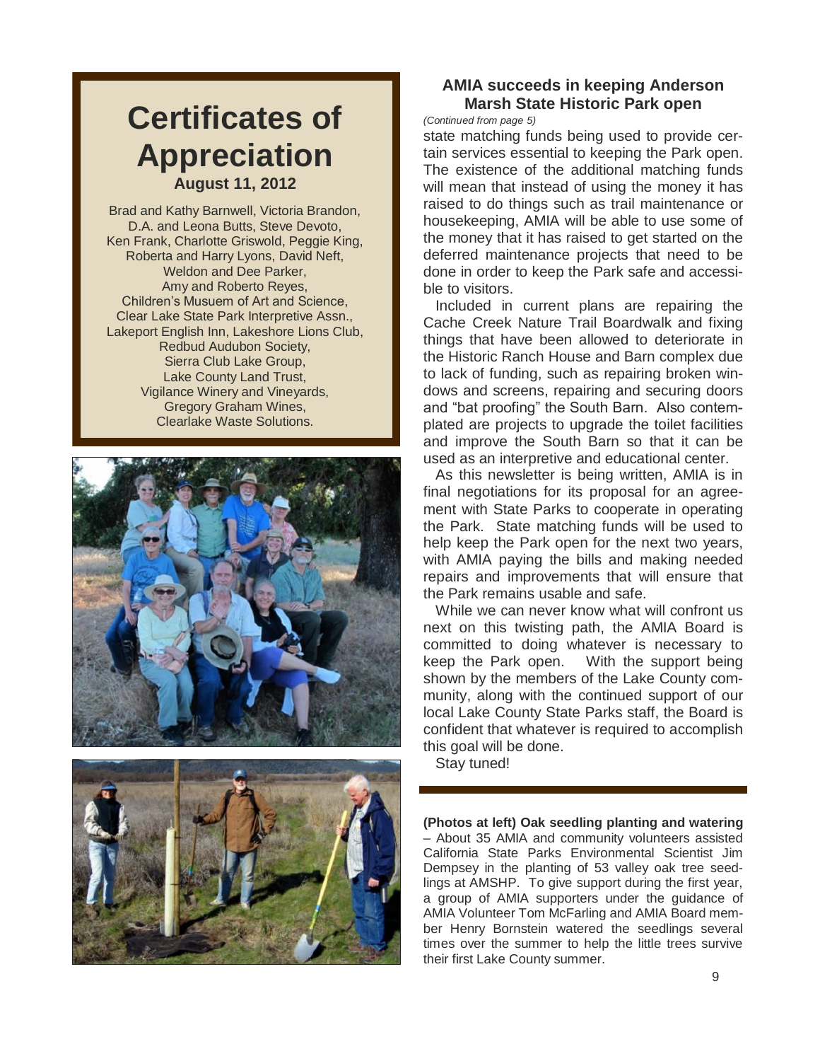# Certificates of Appreciation

### August 11, 2012

Brad and Kathy Barnwell, Victoria Brandon,
D.A. and Leona Butts, Steve Devoto,
Ken Frank, Charlotte Griswold, Peggie King,
Roberta and Harry Lyons, David Neft,
Weldon and Dee Parker,
Amy and Roberto Reyes,
Children's Musuem of Art and Science,
Clear Lake State Park Interpretive Assn.,
Lakeport English Inn, Lakeshore Lions Club,
Redbud Audubon Society,
Sierra Club Lake Group,
Lake County Land Trust,
Vigilance Winery and Vineyards,
Gregory Graham Wines,
Clearlake Waste Solutions.

## AMIA succeeds in keeping Anderson Marsh State Historic Park open

*(Continued from page 5)*

state matching funds being used to provide certain services essential to keeping the Park open. The existence of the additional matching funds will mean that instead of using the money it has raised to do things such as trail maintenance or housekeeping, AMIA will be able to use some of the money that it has raised to get started on the deferred maintenance projects that need to be done in order to keep the Park safe and accessible to visitors.

Included in current plans are repairing the Cache Creek Nature Trail Boardwalk and fixing things that have been allowed to deteriorate in the Historic Ranch House and Barn complex due to lack of funding, such as repairing broken windows and screens, repairing and securing doors and "bat proofing" the South Barn. Also contemplated are projects to upgrade the toilet facilities and improve the South Barn so that it can be used as an interpretive and educational center.

As this newsletter is being written, AMIA is in final negotiations for its proposal for an agreement with State Parks to cooperate in operating the Park. State matching funds will be used to help keep the Park open for the next two years, with AMIA paying the bills and making needed repairs and improvements that will ensure that the Park remains usable and safe.

While we can never know what will confront us next on this twisting path, the AMIA Board is committed to doing whatever is necessary to keep the Park open. With the support being shown by the members of the Lake County community, along with the continued support of our local Lake County State Parks staff, the Board is confident that whatever is required to accomplish this goal will be done.

Stay tuned!

**(Photos at left) Oak seedling planting and watering** – About 35 AMIA and community volunteers assisted California State Parks Environmental Scientist Jim Dempsey in the planting of 53 valley oak tree seedlings at AMSHP. To give support during the first year, a group of AMIA supporters under the guidance of AMIA Volunteer Tom McFarling and AMIA Board member Henry Bornstein watered the seedlings several times over the summer to help the little trees survive their first Lake County summer.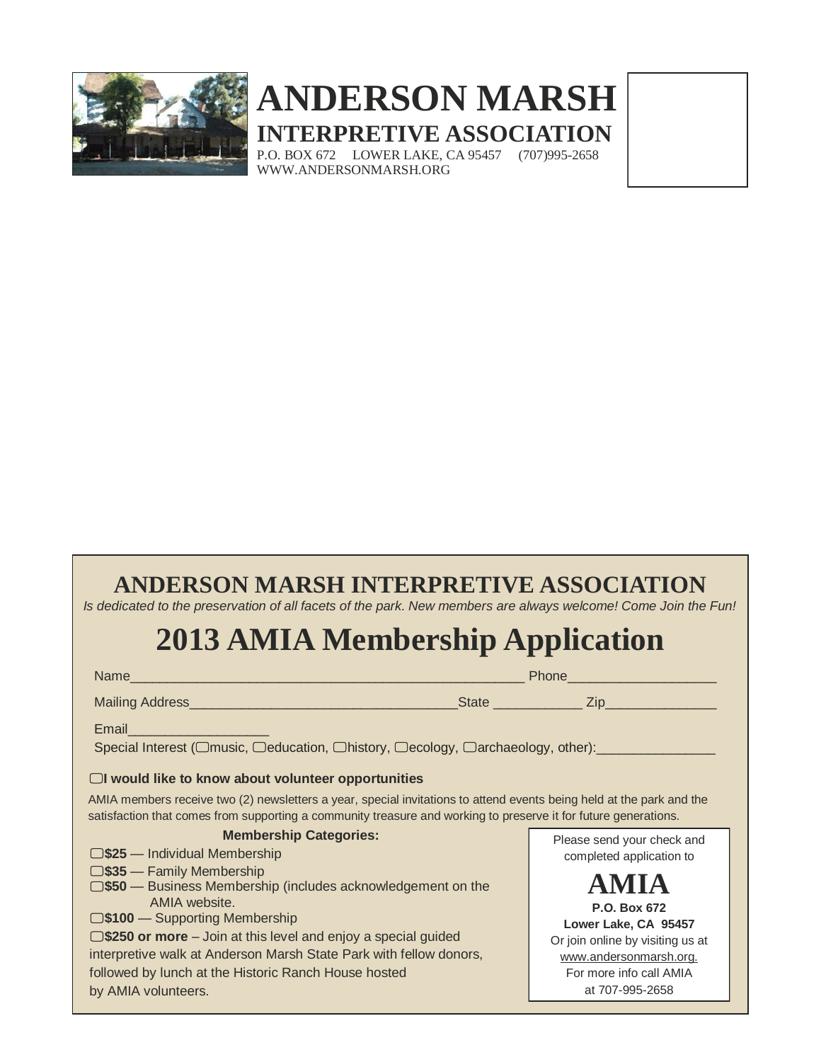# ANDERSON MARSH
## INTERPRETIVE ASSOCIATION

P.O. BOX 672 LOWER LAKE, CA 95457 (707)995-2658
WWW.ANDERSONMARSH.ORG

## ANDERSON MARSH INTERPRETIVE ASSOCIATION

*Is dedicated to the preservation of all facets of the park. New members are always welcome! Come Join the Fun!*

# 2013 AMIA Membership Application

Name_____________________________________________________ Phone___________________

Mailing Address___________________________________State ___________ Zip______________

Email__________________

Special Interest (☐music, ☐education, ☐history, ☐ecology, ☐archaeology, other):_______________

☐**I would like to know about volunteer opportunities**

AMIA members receive two (2) newsletters a year, special invitations to attend events being held at the park and the satisfaction that comes from supporting a community treasure and working to preserve it for future generations.

**Membership Categories:**

☐**$25** — Individual Membership
☐**$35** — Family Membership
☐**$50** — Business Membership (includes acknowledgement on the AMIA website.
☐**$100** — Supporting Membership
☐**$250 or more** – Join at this level and enjoy a special guided interpretive walk at Anderson Marsh State Park with fellow donors, followed by lunch at the Historic Ranch House hosted by AMIA volunteers.

Please send your check and completed application to

# AMIA

**P.O. Box 672**
**Lower Lake, CA 95457**
Or join online by visiting us at www.andersonmarsh.org.
For more info call AMIA at 707-995-2658